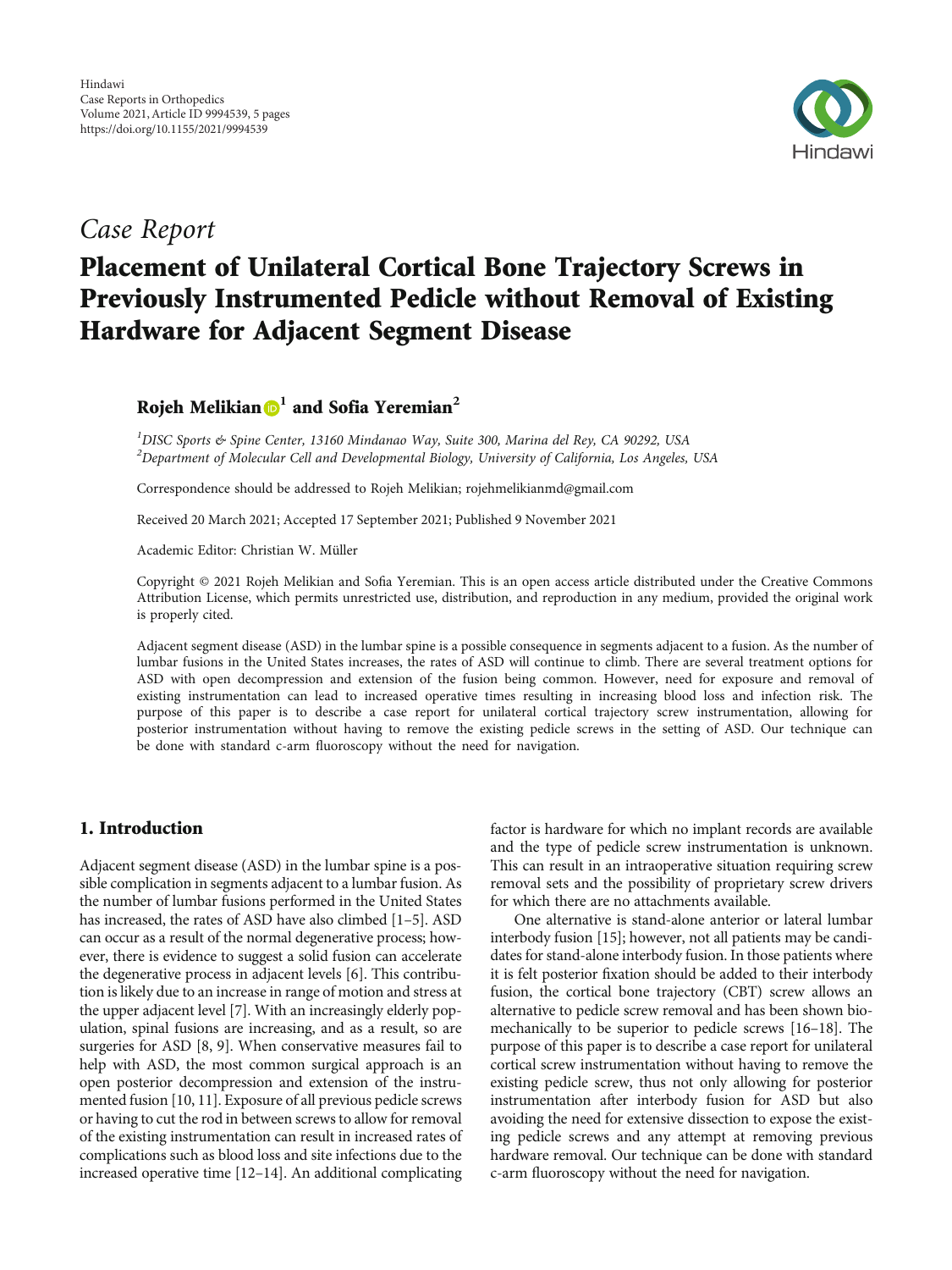Hindawi
Case Reports in Orthopedics
Volume 2021, Article ID 9994539, 5 pages
https://doi.org/10.1155/2021/9994539

*Case Report*

# Placement of Unilateral Cortical Bone Trajectory Screws in Previously Instrumented Pedicle without Removal of Existing Hardware for Adjacent Segment Disease

**Rojeh Melikian [1] and Sofia Yeremian [2]**

[1] *DISC Sports & Spine Center, 13160 Mindanao Way, Suite 300, Marina del Rey, CA 90292, USA*
[2] *Department of Molecular Cell and Developmental Biology, University of California, Los Angeles, USA*

Correspondence should be addressed to Rojeh Melikian; rojehmelikianmd@gmail.com

Received 20 March 2021; Accepted 17 September 2021; Published 9 November 2021

Academic Editor: Christian W. Müller

Copyright © 2021 Rojeh Melikian and Sofia Yeremian. This is an open access article distributed under the Creative Commons Attribution License, which permits unrestricted use, distribution, and reproduction in any medium, provided the original work is properly cited.

Adjacent segment disease (ASD) in the lumbar spine is a possible consequence in segments adjacent to a fusion. As the number of lumbar fusions in the United States increases, the rates of ASD will continue to climb. There are several treatment options for ASD with open decompression and extension of the fusion being common. However, need for exposure and removal of existing instrumentation can lead to increased operative times resulting in increasing blood loss and infection risk. The purpose of this paper is to describe a case report for unilateral cortical trajectory screw instrumentation, allowing for posterior instrumentation without having to remove the existing pedicle screws in the setting of ASD. Our technique can be done with standard c-arm fluoroscopy without the need for navigation.

## 1. Introduction

Adjacent segment disease (ASD) in the lumbar spine is a possible complication in segments adjacent to a lumbar fusion. As the number of lumbar fusions performed in the United States has increased, the rates of ASD have also climbed [1–5]. ASD can occur as a result of the normal degenerative process; however, there is evidence to suggest a solid fusion can accelerate the degenerative process in adjacent levels [6]. This contribution is likely due to an increase in range of motion and stress at the upper adjacent level [7]. With an increasingly elderly population, spinal fusions are increasing, and as a result, so are surgeries for ASD [8, 9]. When conservative measures fail to help with ASD, the most common surgical approach is an open posterior decompression and extension of the instrumented fusion [10, 11]. Exposure of all previous pedicle screws or having to cut the rod in between screws to allow for removal of the existing instrumentation can result in increased rates of complications such as blood loss and site infections due to the increased operative time [12–14]. An additional complicating factor is hardware for which no implant records are available and the type of pedicle screw instrumentation is unknown. This can result in an intraoperative situation requiring screw removal sets and the possibility of proprietary screw drivers for which there are no attachments available.

One alternative is stand-alone anterior or lateral lumbar interbody fusion [15]; however, not all patients may be candidates for stand-alone interbody fusion. In those patients where it is felt posterior fixation should be added to their interbody fusion, the cortical bone trajectory (CBT) screw allows an alternative to pedicle screw removal and has been shown biomechanically to be superior to pedicle screws [16–18]. The purpose of this paper is to describe a case report for unilateral cortical screw instrumentation without having to remove the existing pedicle screw, thus not only allowing for posterior instrumentation after interbody fusion for ASD but also avoiding the need for extensive dissection to expose the existing pedicle screws and any attempt at removing previous hardware removal. Our technique can be done with standard c-arm fluoroscopy without the need for navigation.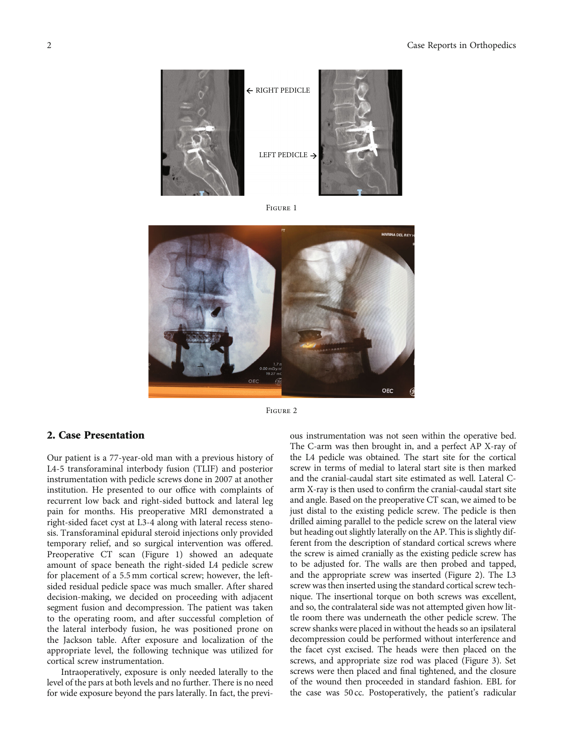Figure 1

Figure 2

## 2. Case Presentation

Our patient is a 77-year-old man with a previous history of L4-5 transforaminal interbody fusion (TLIF) and posterior instrumentation with pedicle screws done in 2007 at another institution. He presented to our office with complaints of recurrent low back and right-sided buttock and lateral leg pain for months. His preoperative MRI demonstrated a right-sided facet cyst at L3-4 along with lateral recess stenosis. Transforaminal epidural steroid injections only provided temporary relief, and so surgical intervention was offered. Preoperative CT scan (Figure 1) showed an adequate amount of space beneath the right-sided L4 pedicle screw for placement of a 5.5 mm cortical screw; however, the left-sided residual pedicle space was much smaller. After shared decision-making, we decided on proceeding with adjacent segment fusion and decompression. The patient was taken to the operating room, and after successful completion of the lateral interbody fusion, he was positioned prone on the Jackson table. After exposure and localization of the appropriate level, the following technique was utilized for cortical screw instrumentation.

Intraoperatively, exposure is only needed laterally to the level of the pars at both levels and no further. There is no need for wide exposure beyond the pars laterally. In fact, the previous instrumentation was not seen within the operative bed. The C-arm was then brought in, and a perfect AP X-ray of the L4 pedicle was obtained. The start site for the cortical screw in terms of medial to lateral start site is then marked and the cranial-caudal start site estimated as well. Lateral C-arm X-ray is then used to confirm the cranial-caudal start site and angle. Based on the preoperative CT scan, we aimed to be just distal to the existing pedicle screw. The pedicle is then drilled aiming parallel to the pedicle screw on the lateral view but heading out slightly laterally on the AP. This is slightly different from the description of standard cortical screws where the screw is aimed cranially as the existing pedicle screw has to be adjusted for. The walls are then probed and tapped, and the appropriate screw was inserted (Figure 2). The L3 screw was then inserted using the standard cortical screw technique. The insertional torque on both screws was excellent, and so, the contralateral side was not attempted given how little room there was underneath the other pedicle screw. The screw shanks were placed in without the heads so an ipsilateral decompression could be performed without interference and the facet cyst excised. The heads were then placed on the screws, and appropriate size rod was placed (Figure 3). Set screws were then placed and final tightened, and the closure of the wound then proceeded in standard fashion. EBL for the case was 50 cc. Postoperatively, the patient's radicular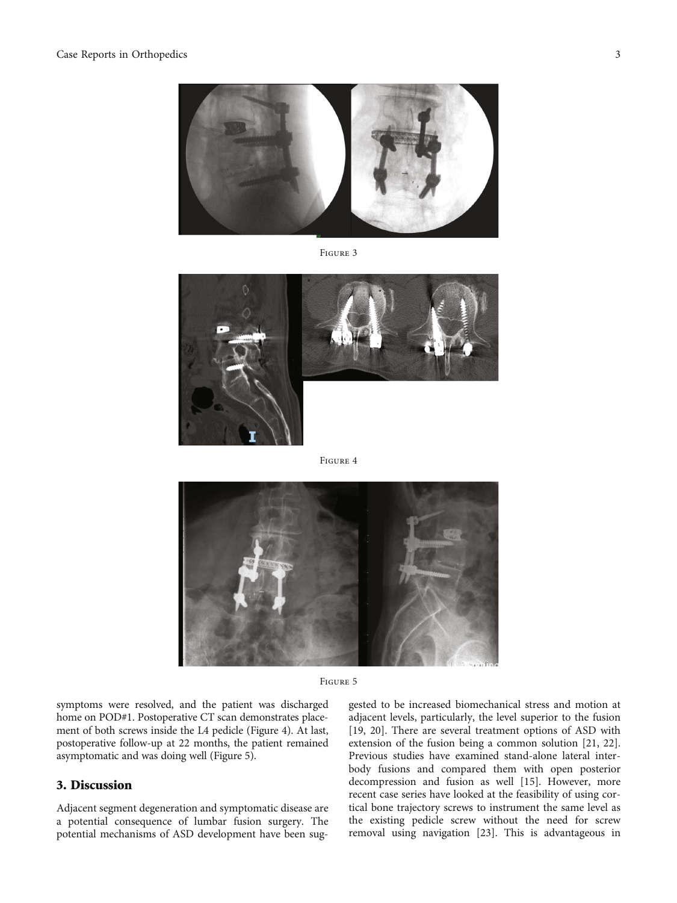Figure 3

Figure 4

Figure 5

symptoms were resolved, and the patient was discharged home on POD#1. Postoperative CT scan demonstrates placement of both screws inside the L4 pedicle (Figure 4). At last, postoperative follow-up at 22 months, the patient remained asymptomatic and was doing well (Figure 5).

## 3. Discussion

Adjacent segment degeneration and symptomatic disease are a potential consequence of lumbar fusion surgery. The potential mechanisms of ASD development have been suggested to be increased biomechanical stress and motion at adjacent levels, particularly, the level superior to the fusion [19, 20]. There are several treatment options of ASD with extension of the fusion being a common solution [21, 22]. Previous studies have examined stand-alone lateral interbody fusions and compared them with open posterior decompression and fusion as well [15]. However, more recent case series have looked at the feasibility of using cortical bone trajectory screws to instrument the same level as the existing pedicle screw without the need for screw removal using navigation [23]. This is advantageous in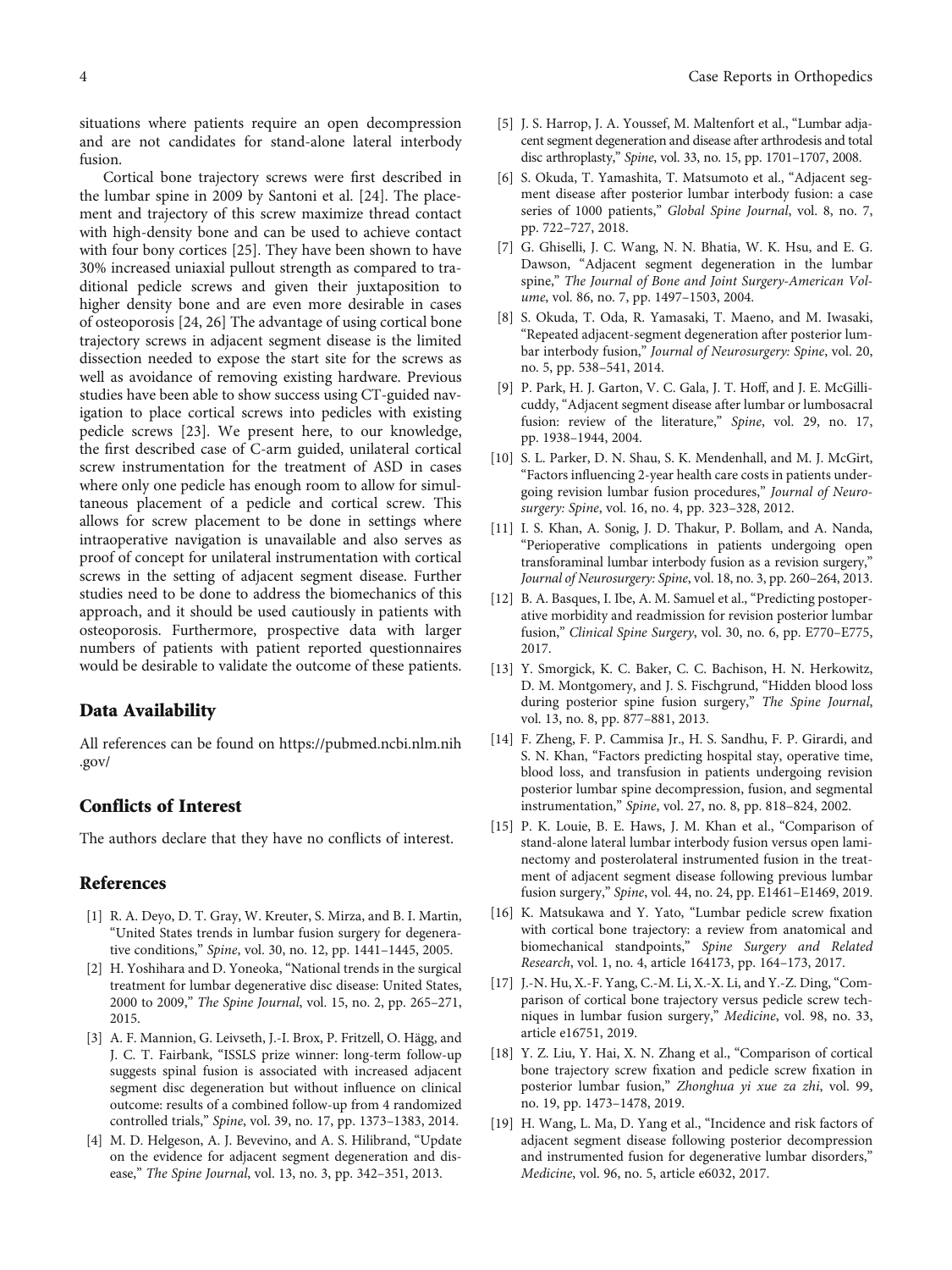situations where patients require an open decompression and are not candidates for stand-alone lateral interbody fusion.

Cortical bone trajectory screws were first described in the lumbar spine in 2009 by Santoni et al. [24]. The placement and trajectory of this screw maximize thread contact with high-density bone and can be used to achieve contact with four bony cortices [25]. They have been shown to have 30% increased uniaxial pullout strength as compared to traditional pedicle screws and given their juxtaposition to higher density bone and are even more desirable in cases of osteoporosis [24, 26] The advantage of using cortical bone trajectory screws in adjacent segment disease is the limited dissection needed to expose the start site for the screws as well as avoidance of removing existing hardware. Previous studies have been able to show success using CT-guided navigation to place cortical screws into pedicles with existing pedicle screws [23]. We present here, to our knowledge, the first described case of C-arm guided, unilateral cortical screw instrumentation for the treatment of ASD in cases where only one pedicle has enough room to allow for simultaneous placement of a pedicle and cortical screw. This allows for screw placement to be done in settings where intraoperative navigation is unavailable and also serves as proof of concept for unilateral instrumentation with cortical screws in the setting of adjacent segment disease. Further studies need to be done to address the biomechanics of this approach, and it should be used cautiously in patients with osteoporosis. Furthermore, prospective data with larger numbers of patients with patient reported questionnaires would be desirable to validate the outcome of these patients.

## Data Availability

All references can be found on https://pubmed.ncbi.nlm.nih.gov/

## Conflicts of Interest

The authors declare that they have no conflicts of interest.

## References

[1] R. A. Deyo, D. T. Gray, W. Kreuter, S. Mirza, and B. I. Martin, "United States trends in lumbar fusion surgery for degenerative conditions," *Spine*, vol. 30, no. 12, pp. 1441–1445, 2005.

[2] H. Yoshihara and D. Yoneoka, "National trends in the surgical treatment for lumbar degenerative disc disease: United States, 2000 to 2009," *The Spine Journal*, vol. 15, no. 2, pp. 265–271, 2015.

[3] A. F. Mannion, G. Leivseth, J.-I. Brox, P. Fritzell, O. Hägg, and J. C. T. Fairbank, "ISSLS prize winner: long-term follow-up suggests spinal fusion is associated with increased adjacent segment disc degeneration but without influence on clinical outcome: results of a combined follow-up from 4 randomized controlled trials," *Spine*, vol. 39, no. 17, pp. 1373–1383, 2014.

[4] M. D. Helgeson, A. J. Bevevino, and A. S. Hilibrand, "Update on the evidence for adjacent segment degeneration and disease," *The Spine Journal*, vol. 13, no. 3, pp. 342–351, 2013.

[5] J. S. Harrop, J. A. Youssef, M. Maltenfort et al., "Lumbar adjacent segment degeneration and disease after arthrodesis and total disc arthroplasty," *Spine*, vol. 33, no. 15, pp. 1701–1707, 2008.

[6] S. Okuda, T. Yamashita, T. Matsumoto et al., "Adjacent segment disease after posterior lumbar interbody fusion: a case series of 1000 patients," *Global Spine Journal*, vol. 8, no. 7, pp. 722–727, 2018.

[7] G. Ghiselli, J. C. Wang, N. N. Bhatia, W. K. Hsu, and E. G. Dawson, "Adjacent segment degeneration in the lumbar spine," *The Journal of Bone and Joint Surgery-American Volume*, vol. 86, no. 7, pp. 1497–1503, 2004.

[8] S. Okuda, T. Oda, R. Yamasaki, T. Maeno, and M. Iwasaki, "Repeated adjacent-segment degeneration after posterior lumbar interbody fusion," *Journal of Neurosurgery: Spine*, vol. 20, no. 5, pp. 538–541, 2014.

[9] P. Park, H. J. Garton, V. C. Gala, J. T. Hoff, and J. E. McGillicuddy, "Adjacent segment disease after lumbar or lumbosacral fusion: review of the literature," *Spine*, vol. 29, no. 17, pp. 1938–1944, 2004.

[10] S. L. Parker, D. N. Shau, S. K. Mendenhall, and M. J. McGirt, "Factors influencing 2-year health care costs in patients undergoing revision lumbar fusion procedures," *Journal of Neurosurgery: Spine*, vol. 16, no. 4, pp. 323–328, 2012.

[11] I. S. Khan, A. Sonig, J. D. Thakur, P. Bollam, and A. Nanda, "Perioperative complications in patients undergoing open transforaminal lumbar interbody fusion as a revision surgery," *Journal of Neurosurgery: Spine*, vol. 18, no. 3, pp. 260–264, 2013.

[12] B. A. Basques, I. Ibe, A. M. Samuel et al., "Predicting postoperative morbidity and readmission for revision posterior lumbar fusion," *Clinical Spine Surgery*, vol. 30, no. 6, pp. E770–E775, 2017.

[13] Y. Smorgick, K. C. Baker, C. C. Bachison, H. N. Herkowitz, D. M. Montgomery, and J. S. Fischgrund, "Hidden blood loss during posterior spine fusion surgery," *The Spine Journal*, vol. 13, no. 8, pp. 877–881, 2013.

[14] F. Zheng, F. P. Cammisa Jr., H. S. Sandhu, F. P. Girardi, and S. N. Khan, "Factors predicting hospital stay, operative time, blood loss, and transfusion in patients undergoing revision posterior lumbar spine decompression, fusion, and segmental instrumentation," *Spine*, vol. 27, no. 8, pp. 818–824, 2002.

[15] P. K. Louie, B. E. Haws, J. M. Khan et al., "Comparison of stand-alone lateral lumbar interbody fusion versus open laminectomy and posterolateral instrumented fusion in the treatment of adjacent segment disease following previous lumbar fusion surgery," *Spine*, vol. 44, no. 24, pp. E1461–E1469, 2019.

[16] K. Matsukawa and Y. Yato, "Lumbar pedicle screw fixation with cortical bone trajectory: a review from anatomical and biomechanical standpoints," *Spine Surgery and Related Research*, vol. 1, no. 4, article 164173, pp. 164–173, 2017.

[17] J.-N. Hu, X.-F. Yang, C.-M. Li, X.-X. Li, and Y.-Z. Ding, "Comparison of cortical bone trajectory versus pedicle screw techniques in lumbar fusion surgery," *Medicine*, vol. 98, no. 33, article e16751, 2019.

[18] Y. Z. Liu, Y. Hai, X. N. Zhang et al., "Comparison of cortical bone trajectory screw fixation and pedicle screw fixation in posterior lumbar fusion," *Zhonghua yi xue za zhi*, vol. 99, no. 19, pp. 1473–1478, 2019.

[19] H. Wang, L. Ma, D. Yang et al., "Incidence and risk factors of adjacent segment disease following posterior decompression and instrumented fusion for degenerative lumbar disorders," *Medicine*, vol. 96, no. 5, article e6032, 2017.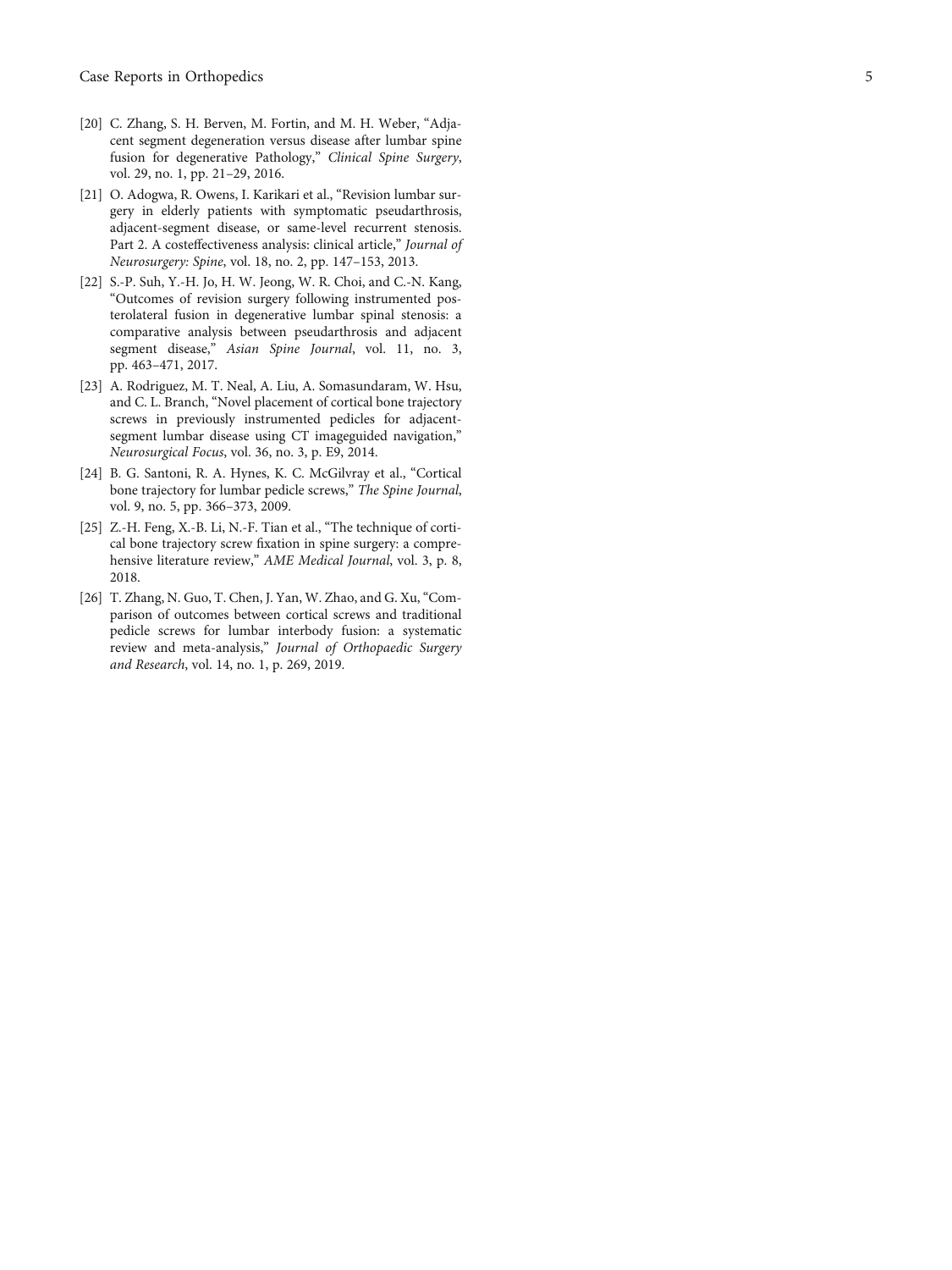[20] C. Zhang, S. H. Berven, M. Fortin, and M. H. Weber, "Adjacent segment degeneration versus disease after lumbar spine fusion for degenerative Pathology," *Clinical Spine Surgery*, vol. 29, no. 1, pp. 21–29, 2016.

[21] O. Adogwa, R. Owens, I. Karikari et al., "Revision lumbar surgery in elderly patients with symptomatic pseudarthrosis, adjacent-segment disease, or same-level recurrent stenosis. Part 2. A costeffectiveness analysis: clinical article," *Journal of Neurosurgery: Spine*, vol. 18, no. 2, pp. 147–153, 2013.

[22] S.-P. Suh, Y.-H. Jo, H. W. Jeong, W. R. Choi, and C.-N. Kang, "Outcomes of revision surgery following instrumented posterolateral fusion in degenerative lumbar spinal stenosis: a comparative analysis between pseudarthrosis and adjacent segment disease," *Asian Spine Journal*, vol. 11, no. 3, pp. 463–471, 2017.

[23] A. Rodriguez, M. T. Neal, A. Liu, A. Somasundaram, W. Hsu, and C. L. Branch, "Novel placement of cortical bone trajectory screws in previously instrumented pedicles for adjacent-segment lumbar disease using CT imageguided navigation," *Neurosurgical Focus*, vol. 36, no. 3, p. E9, 2014.

[24] B. G. Santoni, R. A. Hynes, K. C. McGilvray et al., "Cortical bone trajectory for lumbar pedicle screws," *The Spine Journal*, vol. 9, no. 5, pp. 366–373, 2009.

[25] Z.-H. Feng, X.-B. Li, N.-F. Tian et al., "The technique of cortical bone trajectory screw fixation in spine surgery: a comprehensive literature review," *AME Medical Journal*, vol. 3, p. 8, 2018.

[26] T. Zhang, N. Guo, T. Chen, J. Yan, W. Zhao, and G. Xu, "Comparison of outcomes between cortical screws and traditional pedicle screws for lumbar interbody fusion: a systematic review and meta-analysis," *Journal of Orthopaedic Surgery and Research*, vol. 14, no. 1, p. 269, 2019.